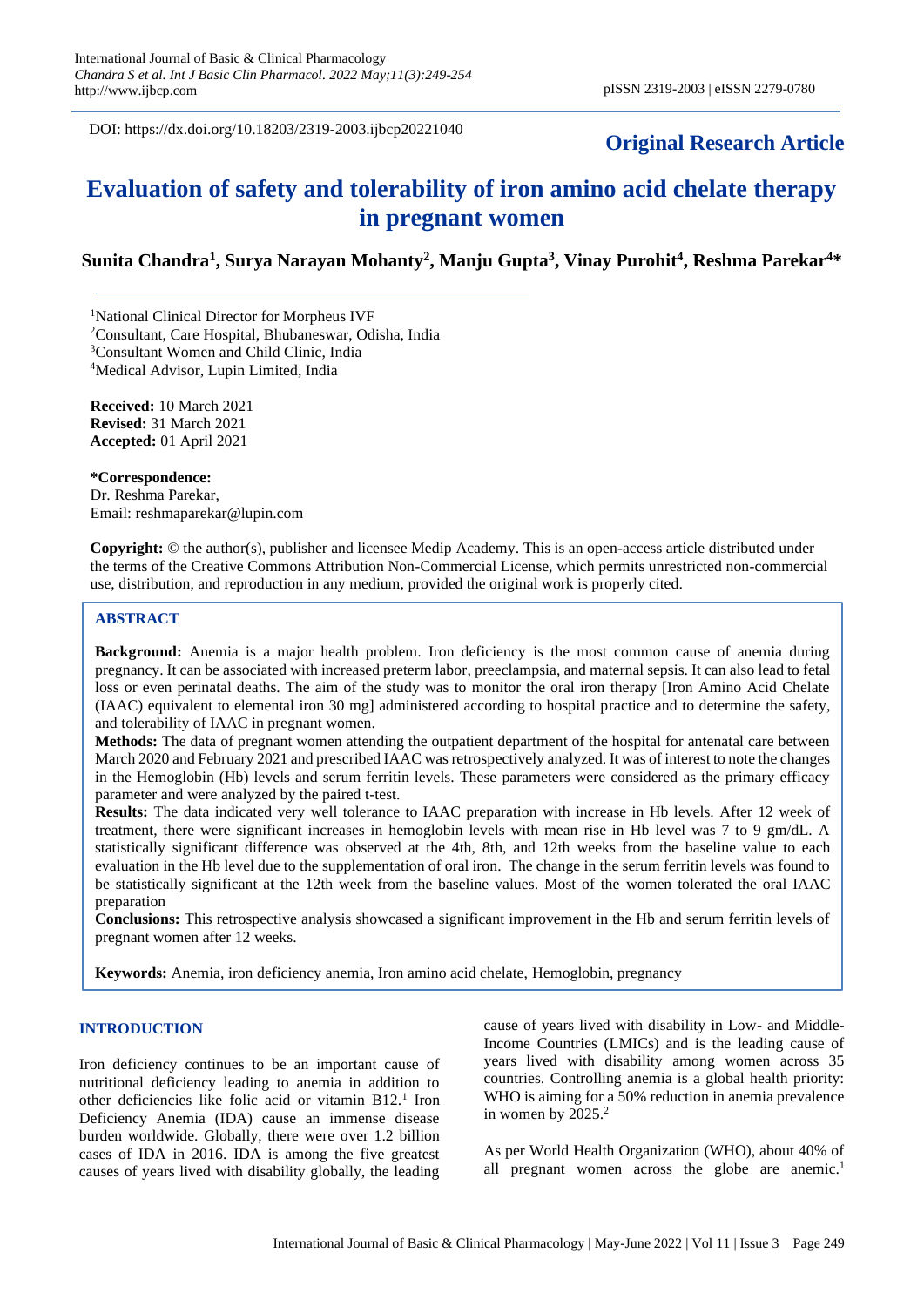DOI: https://dx.doi.org/10.18203/2319-2003.ijbcp20221040

**Original Research Article**

# Evaluation of safety and tolerability of iron amino acid chelate therapy in pregnant women

**Sunita Chandra[1], Surya Narayan Mohanty[2], Manju Gupta[3], Vinay Purohit[4], Reshma Parekar[4]***

[1]National Clinical Director for Morpheus IVF
[2]Consultant, Care Hospital, Bhubaneswar, Odisha, India
[3]Consultant Women and Child Clinic, India
[4]Medical Advisor, Lupin Limited, India

**Received:** 10 March 2021
**Revised:** 31 March 2021
**Accepted:** 01 April 2021

***Correspondence:**
Dr. Reshma Parekar,
Email: reshmaparekar@lupin.com

**Copyright:** © the author(s), publisher and licensee Medip Academy. This is an open-access article distributed under the terms of the Creative Commons Attribution Non-Commercial License, which permits unrestricted non-commercial use, distribution, and reproduction in any medium, provided the original work is properly cited.

## ABSTRACT

**Background:** Anemia is a major health problem. Iron deficiency is the most common cause of anemia during pregnancy. It can be associated with increased preterm labor, preeclampsia, and maternal sepsis. It can also lead to fetal loss or even perinatal deaths. The aim of the study was to monitor the oral iron therapy [Iron Amino Acid Chelate (IAAC) equivalent to elemental iron 30 mg] administered according to hospital practice and to determine the safety, and tolerability of IAAC in pregnant women.

**Methods:** The data of pregnant women attending the outpatient department of the hospital for antenatal care between March 2020 and February 2021 and prescribed IAAC was retrospectively analyzed. It was of interest to note the changes in the Hemoglobin (Hb) levels and serum ferritin levels. These parameters were considered as the primary efficacy parameter and were analyzed by the paired t-test.

**Results:** The data indicated very well tolerance to IAAC preparation with increase in Hb levels. After 12 week of treatment, there were significant increases in hemoglobin levels with mean rise in Hb level was 7 to 9 gm/dL. A statistically significant difference was observed at the 4th, 8th, and 12th weeks from the baseline value to each evaluation in the Hb level due to the supplementation of oral iron. The change in the serum ferritin levels was found to be statistically significant at the 12th week from the baseline values. Most of the women tolerated the oral IAAC preparation

**Conclusions:** This retrospective analysis showcased a significant improvement in the Hb and serum ferritin levels of pregnant women after 12 weeks.

**Keywords:** Anemia, iron deficiency anemia, Iron amino acid chelate, Hemoglobin, pregnancy

## INTRODUCTION

Iron deficiency continues to be an important cause of nutritional deficiency leading to anemia in addition to other deficiencies like folic acid or vitamin B12.[1] Iron Deficiency Anemia (IDA) cause an immense disease burden worldwide. Globally, there were over 1.2 billion cases of IDA in 2016. IDA is among the five greatest causes of years lived with disability globally, the leading cause of years lived with disability in Low- and Middle-Income Countries (LMICs) and is the leading cause of years lived with disability among women across 35 countries. Controlling anemia is a global health priority: WHO is aiming for a 50% reduction in anemia prevalence in women by 2025.[2]

As per World Health Organization (WHO), about 40% of all pregnant women across the globe are anemic.[1]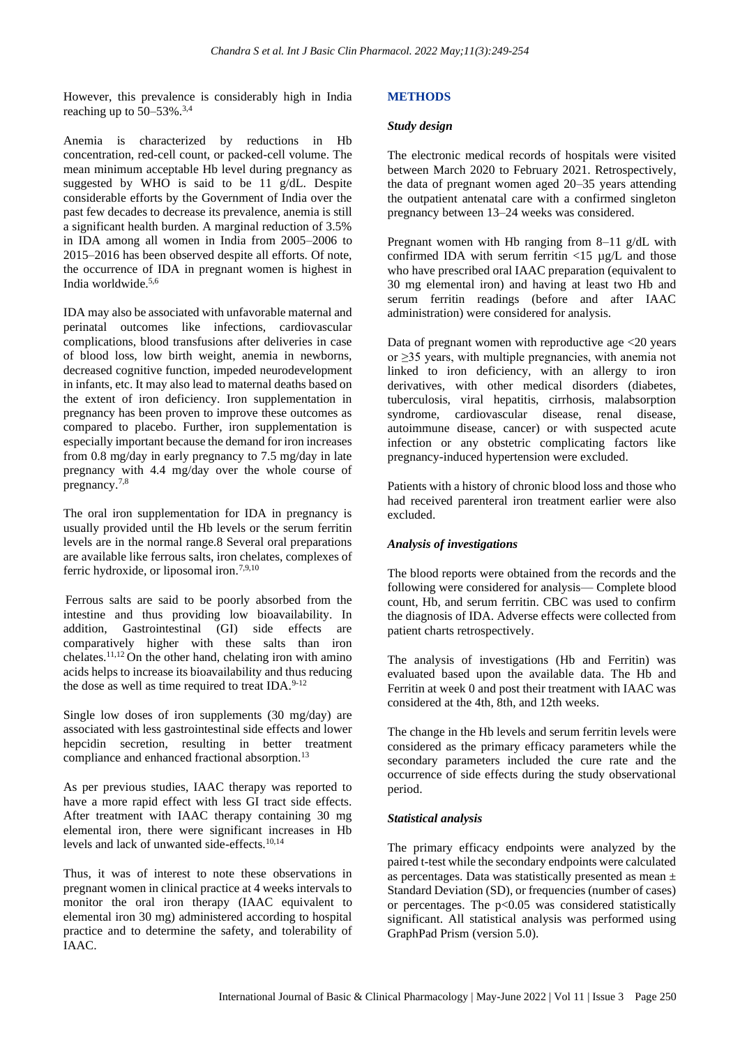However, this prevalence is considerably high in India reaching up to 50–53%.[3,4]

Anemia is characterized by reductions in Hb concentration, red-cell count, or packed-cell volume. The mean minimum acceptable Hb level during pregnancy as suggested by WHO is said to be 11 g/dL. Despite considerable efforts by the Government of India over the past few decades to decrease its prevalence, anemia is still a significant health burden. A marginal reduction of 3.5% in IDA among all women in India from 2005–2006 to 2015–2016 has been observed despite all efforts. Of note, the occurrence of IDA in pregnant women is highest in India worldwide.[5,6]

IDA may also be associated with unfavorable maternal and perinatal outcomes like infections, cardiovascular complications, blood transfusions after deliveries in case of blood loss, low birth weight, anemia in newborns, decreased cognitive function, impeded neurodevelopment in infants, etc. It may also lead to maternal deaths based on the extent of iron deficiency. Iron supplementation in pregnancy has been proven to improve these outcomes as compared to placebo. Further, iron supplementation is especially important because the demand for iron increases from 0.8 mg/day in early pregnancy to 7.5 mg/day in late pregnancy with 4.4 mg/day over the whole course of pregnancy.[7,8]

The oral iron supplementation for IDA in pregnancy is usually provided until the Hb levels or the serum ferritin levels are in the normal range.8 Several oral preparations are available like ferrous salts, iron chelates, complexes of ferric hydroxide, or liposomal iron.[7,9,10]

Ferrous salts are said to be poorly absorbed from the intestine and thus providing low bioavailability. In addition, Gastrointestinal (GI) side effects are comparatively higher with these salts than iron chelates.[11,12] On the other hand, chelating iron with amino acids helps to increase its bioavailability and thus reducing the dose as well as time required to treat IDA.[9-12]

Single low doses of iron supplements (30 mg/day) are associated with less gastrointestinal side effects and lower hepcidin secretion, resulting in better treatment compliance and enhanced fractional absorption.[13]

As per previous studies, IAAC therapy was reported to have a more rapid effect with less GI tract side effects. After treatment with IAAC therapy containing 30 mg elemental iron, there were significant increases in Hb levels and lack of unwanted side-effects.[10,14]

Thus, it was of interest to note these observations in pregnant women in clinical practice at 4 weeks intervals to monitor the oral iron therapy (IAAC equivalent to elemental iron 30 mg) administered according to hospital practice and to determine the safety, and tolerability of IAAC.

## METHODS

### *Study design*

The electronic medical records of hospitals were visited between March 2020 to February 2021. Retrospectively, the data of pregnant women aged 20–35 years attending the outpatient antenatal care with a confirmed singleton pregnancy between 13–24 weeks was considered.

Pregnant women with Hb ranging from 8–11 g/dL with confirmed IDA with serum ferritin <15 µg/L and those who have prescribed oral IAAC preparation (equivalent to 30 mg elemental iron) and having at least two Hb and serum ferritin readings (before and after IAAC administration) were considered for analysis.

Data of pregnant women with reproductive age <20 years or ≥35 years, with multiple pregnancies, with anemia not linked to iron deficiency, with an allergy to iron derivatives, with other medical disorders (diabetes, tuberculosis, viral hepatitis, cirrhosis, malabsorption syndrome, cardiovascular disease, renal disease, autoimmune disease, cancer) or with suspected acute infection or any obstetric complicating factors like pregnancy-induced hypertension were excluded.

Patients with a history of chronic blood loss and those who had received parenteral iron treatment earlier were also excluded.

### *Analysis of investigations*

The blood reports were obtained from the records and the following were considered for analysis— Complete blood count, Hb, and serum ferritin. CBC was used to confirm the diagnosis of IDA. Adverse effects were collected from patient charts retrospectively.

The analysis of investigations (Hb and Ferritin) was evaluated based upon the available data. The Hb and Ferritin at week 0 and post their treatment with IAAC was considered at the 4th, 8th, and 12th weeks.

The change in the Hb levels and serum ferritin levels were considered as the primary efficacy parameters while the secondary parameters included the cure rate and the occurrence of side effects during the study observational period.

### *Statistical analysis*

The primary efficacy endpoints were analyzed by the paired t-test while the secondary endpoints were calculated as percentages. Data was statistically presented as mean ± Standard Deviation (SD), or frequencies (number of cases) or percentages. The $p<0.05$ was considered statistically significant. All statistical analysis was performed using GraphPad Prism (version 5.0).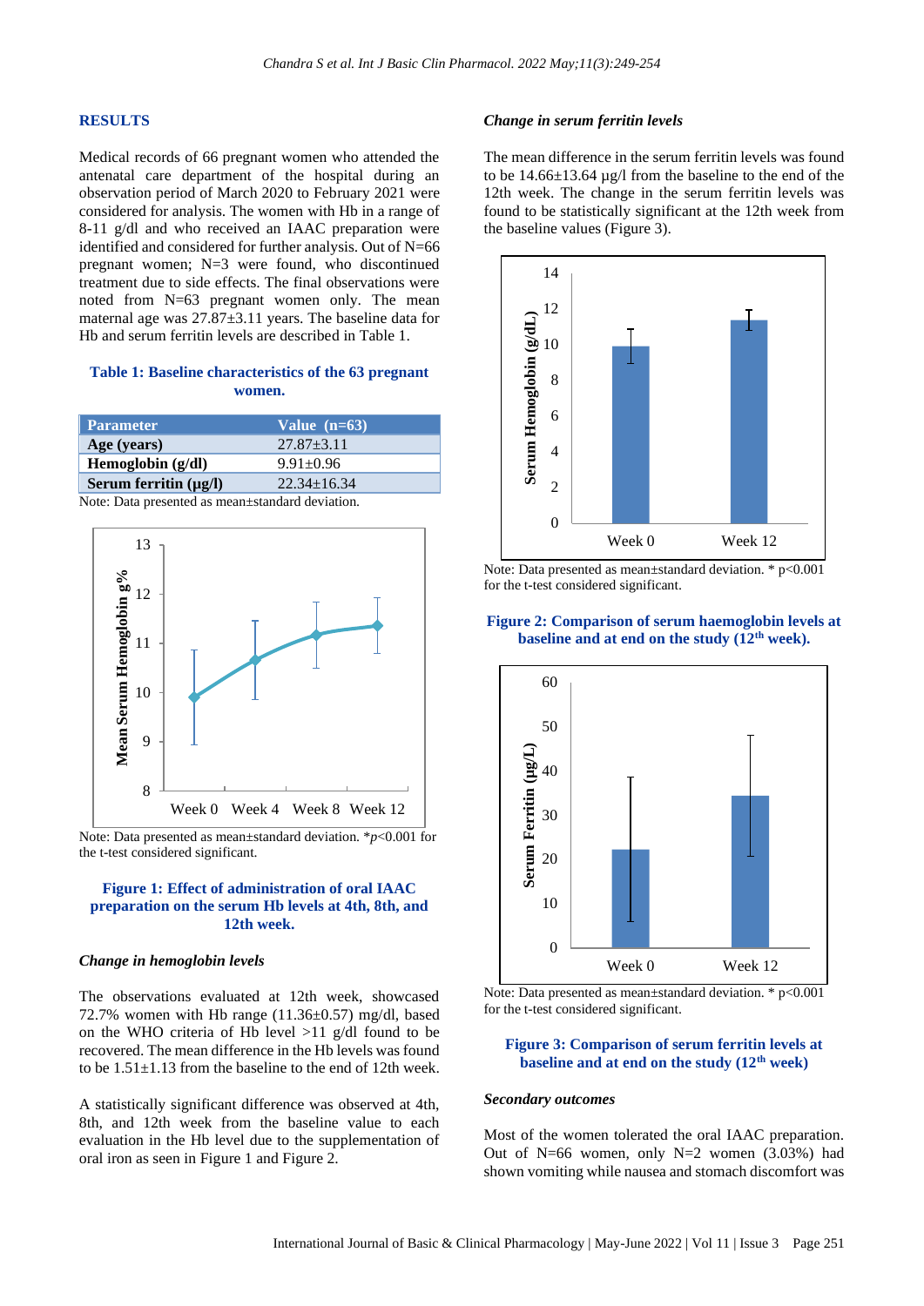## RESULTS

Medical records of 66 pregnant women who attended the antenatal care department of the hospital during an observation period of March 2020 to February 2021 were considered for analysis. The women with Hb in a range of 8-11 g/dl and who received an IAAC preparation were identified and considered for further analysis. Out of N=66 pregnant women; N=3 were found, who discontinued treatment due to side effects. The final observations were noted from N=63 pregnant women only. The mean maternal age was 27.87±3.11 years. The baseline data for Hb and serum ferritin levels are described in Table 1.

**Table 1: Baseline characteristics of the 63 pregnant women.**

| Parameter | Value (n=63) |
|---|---|
| **Age (years)** | 27.87±3.11 |
| **Hemoglobin (g/dl)** | 9.91±0.96 |
| **Serum ferritin (µg/l)** | 22.34±16.34 |

Note: Data presented as mean±standard deviation.

Note: Data presented as mean±standard deviation. *$p$<0.001 for the t-test considered significant.

**Figure 1: Effect of administration of oral IAAC preparation on the serum Hb levels at 4th, 8th, and 12th week.**

### *Change in hemoglobin levels*

The observations evaluated at 12th week, showcased 72.7% women with Hb range (11.36±0.57) mg/dl, based on the WHO criteria of Hb level >11 g/dl found to be recovered. The mean difference in the Hb levels was found to be 1.51±1.13 from the baseline to the end of 12th week.

A statistically significant difference was observed at 4th, 8th, and 12th week from the baseline value to each evaluation in the Hb level due to the supplementation of oral iron as seen in Figure 1 and Figure 2.

### *Change in serum ferritin levels*

The mean difference in the serum ferritin levels was found to be 14.66±13.64 µg/l from the baseline to the end of the 12th week. The change in the serum ferritin levels was found to be statistically significant at the 12th week from the baseline values (Figure 3).

Note: Data presented as mean±standard deviation. * p<0.001 for the t-test considered significant.

**Figure 2: Comparison of serum haemoglobin levels at baseline and at end on the study (12th week).**

Note: Data presented as mean±standard deviation. * p<0.001 for the t-test considered significant.

**Figure 3: Comparison of serum ferritin levels at baseline and at end on the study (12th week)**

### *Secondary outcomes*

Most of the women tolerated the oral IAAC preparation. Out of N=66 women, only N=2 women (3.03%) had shown vomiting while nausea and stomach discomfort was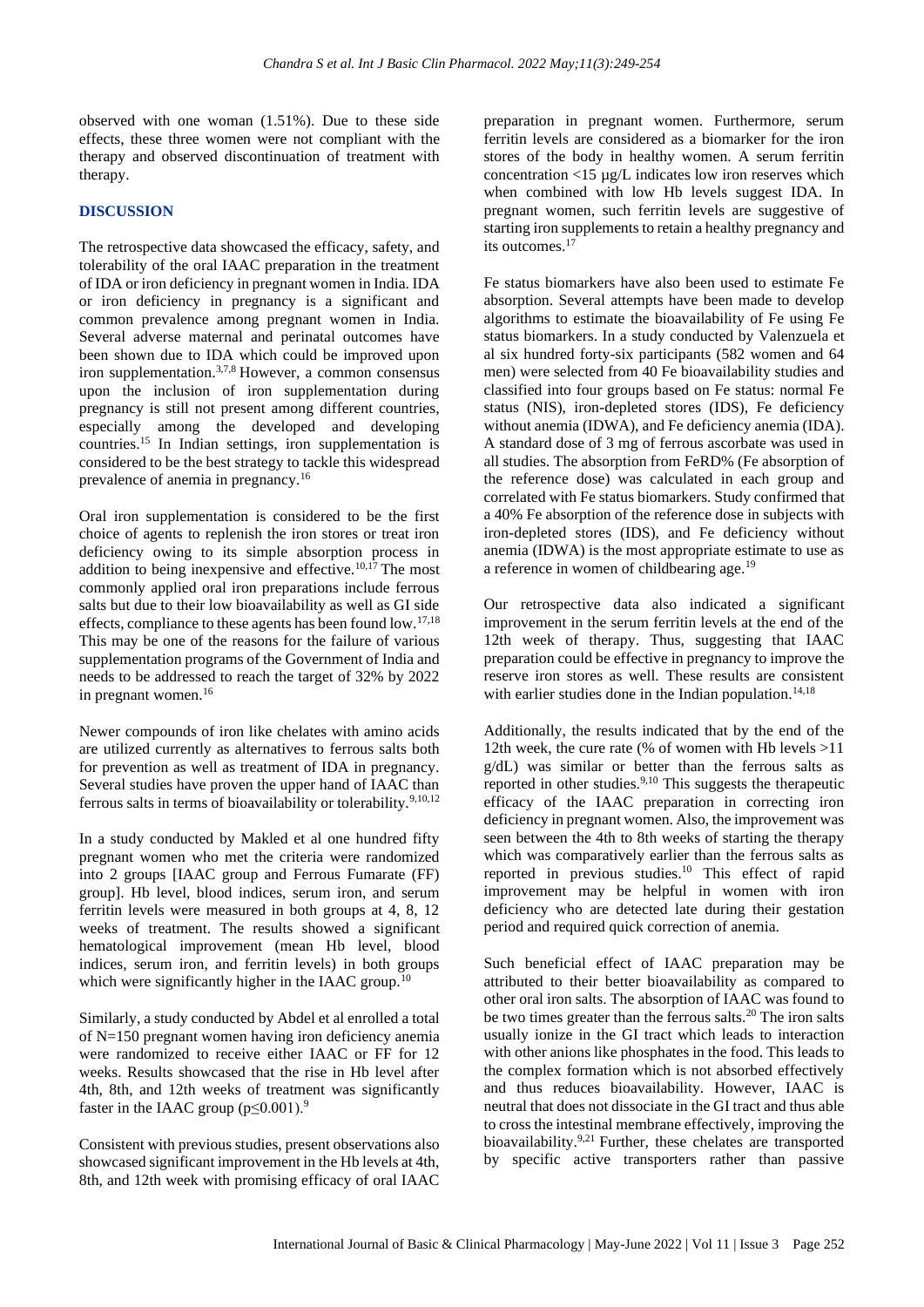observed with one woman (1.51%). Due to these side effects, these three women were not compliant with the therapy and observed discontinuation of treatment with therapy.

## DISCUSSION

The retrospective data showcased the efficacy, safety, and tolerability of the oral IAAC preparation in the treatment of IDA or iron deficiency in pregnant women in India. IDA or iron deficiency in pregnancy is a significant and common prevalence among pregnant women in India. Several adverse maternal and perinatal outcomes have been shown due to IDA which could be improved upon iron supplementation.[3,7,8] However, a common consensus upon the inclusion of iron supplementation during pregnancy is still not present among different countries, especially among the developed and developing countries.[15] In Indian settings, iron supplementation is considered to be the best strategy to tackle this widespread prevalence of anemia in pregnancy.[16]

Oral iron supplementation is considered to be the first choice of agents to replenish the iron stores or treat iron deficiency owing to its simple absorption process in addition to being inexpensive and effective.[10,17] The most commonly applied oral iron preparations include ferrous salts but due to their low bioavailability as well as GI side effects, compliance to these agents has been found low.[17,18] This may be one of the reasons for the failure of various supplementation programs of the Government of India and needs to be addressed to reach the target of 32% by 2022 in pregnant women.[16]

Newer compounds of iron like chelates with amino acids are utilized currently as alternatives to ferrous salts both for prevention as well as treatment of IDA in pregnancy. Several studies have proven the upper hand of IAAC than ferrous salts in terms of bioavailability or tolerability.[9,10,12]

In a study conducted by Makled et al one hundred fifty pregnant women who met the criteria were randomized into 2 groups [IAAC group and Ferrous Fumarate (FF) group]. Hb level, blood indices, serum iron, and serum ferritin levels were measured in both groups at 4, 8, 12 weeks of treatment. The results showed a significant hematological improvement (mean Hb level, blood indices, serum iron, and ferritin levels) in both groups which were significantly higher in the IAAC group.[10]

Similarly, a study conducted by Abdel et al enrolled a total of N=150 pregnant women having iron deficiency anemia were randomized to receive either IAAC or FF for 12 weeks. Results showcased that the rise in Hb level after 4th, 8th, and 12th weeks of treatment was significantly faster in the IAAC group ($p \leq 0.001$).[9]

Consistent with previous studies, present observations also showcased significant improvement in the Hb levels at 4th, 8th, and 12th week with promising efficacy of oral IAAC preparation in pregnant women. Furthermore, serum ferritin levels are considered as a biomarker for the iron stores of the body in healthy women. A serum ferritin concentration <15 µg/L indicates low iron reserves which when combined with low Hb levels suggest IDA. In pregnant women, such ferritin levels are suggestive of starting iron supplements to retain a healthy pregnancy and its outcomes.[17]

Fe status biomarkers have also been used to estimate Fe absorption. Several attempts have been made to develop algorithms to estimate the bioavailability of Fe using Fe status biomarkers. In a study conducted by Valenzuela et al six hundred forty-six participants (582 women and 64 men) were selected from 40 Fe bioavailability studies and classified into four groups based on Fe status: normal Fe status (NIS), iron-depleted stores (IDS), Fe deficiency without anemia (IDWA), and Fe deficiency anemia (IDA). A standard dose of 3 mg of ferrous ascorbate was used in all studies. The absorption from FeRD% (Fe absorption of the reference dose) was calculated in each group and correlated with Fe status biomarkers. Study confirmed that a 40% Fe absorption of the reference dose in subjects with iron-depleted stores (IDS), and Fe deficiency without anemia (IDWA) is the most appropriate estimate to use as a reference in women of childbearing age.[19]

Our retrospective data also indicated a significant improvement in the serum ferritin levels at the end of the 12th week of therapy. Thus, suggesting that IAAC preparation could be effective in pregnancy to improve the reserve iron stores as well. These results are consistent with earlier studies done in the Indian population.[14,18]

Additionally, the results indicated that by the end of the 12th week, the cure rate (% of women with Hb levels >11 g/dL) was similar or better than the ferrous salts as reported in other studies.[9,10] This suggests the therapeutic efficacy of the IAAC preparation in correcting iron deficiency in pregnant women. Also, the improvement was seen between the 4th to 8th weeks of starting the therapy which was comparatively earlier than the ferrous salts as reported in previous studies.[10] This effect of rapid improvement may be helpful in women with iron deficiency who are detected late during their gestation period and required quick correction of anemia.

Such beneficial effect of IAAC preparation may be attributed to their better bioavailability as compared to other oral iron salts. The absorption of IAAC was found to be two times greater than the ferrous salts.[20] The iron salts usually ionize in the GI tract which leads to interaction with other anions like phosphates in the food. This leads to the complex formation which is not absorbed effectively and thus reduces bioavailability. However, IAAC is neutral that does not dissociate in the GI tract and thus able to cross the intestinal membrane effectively, improving the bioavailability.[9,21] Further, these chelates are transported by specific active transporters rather than passive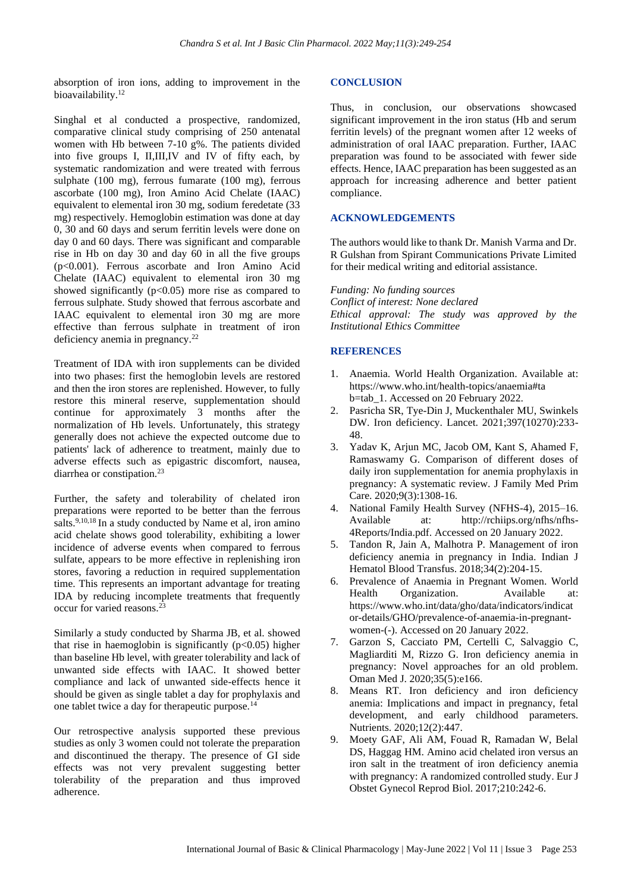absorption of iron ions, adding to improvement in the bioavailability.[12]

Singhal et al conducted a prospective, randomized, comparative clinical study comprising of 250 antenatal women with Hb between 7-10 g%. The patients divided into five groups I, II,III,IV and IV of fifty each, by systematic randomization and were treated with ferrous sulphate (100 mg), ferrous fumarate (100 mg), ferrous ascorbate (100 mg), Iron Amino Acid Chelate (IAAC) equivalent to elemental iron 30 mg, sodium feredetate (33 mg) respectively. Hemoglobin estimation was done at day 0, 30 and 60 days and serum ferritin levels were done on day 0 and 60 days. There was significant and comparable rise in Hb on day 30 and day 60 in all the five groups ($p<0.001$). Ferrous ascorbate and Iron Amino Acid Chelate (IAAC) equivalent to elemental iron 30 mg showed significantly ($p<0.05$) more rise as compared to ferrous sulphate. Study showed that ferrous ascorbate and IAAC equivalent to elemental iron 30 mg are more effective than ferrous sulphate in treatment of iron deficiency anemia in pregnancy.[22]

Treatment of IDA with iron supplements can be divided into two phases: first the hemoglobin levels are restored and then the iron stores are replenished. However, to fully restore this mineral reserve, supplementation should continue for approximately 3 months after the normalization of Hb levels. Unfortunately, this strategy generally does not achieve the expected outcome due to patients' lack of adherence to treatment, mainly due to adverse effects such as epigastric discomfort, nausea, diarrhea or constipation.[23]

Further, the safety and tolerability of chelated iron preparations were reported to be better than the ferrous salts.[9,10,18] In a study conducted by Name et al, iron amino acid chelate shows good tolerability, exhibiting a lower incidence of adverse events when compared to ferrous sulfate, appears to be more effective in replenishing iron stores, favoring a reduction in required supplementation time. This represents an important advantage for treating IDA by reducing incomplete treatments that frequently occur for varied reasons.[23]

Similarly a study conducted by Sharma JB, et al. showed that rise in haemoglobin is significantly ($p<0.05$) higher than baseline Hb level, with greater tolerability and lack of unwanted side effects with IAAC. It showed better compliance and lack of unwanted side-effects hence it should be given as single tablet a day for prophylaxis and one tablet twice a day for therapeutic purpose.[14]

Our retrospective analysis supported these previous studies as only 3 women could not tolerate the preparation and discontinued the therapy. The presence of GI side effects was not very prevalent suggesting better tolerability of the preparation and thus improved adherence.

## CONCLUSION

Thus, in conclusion, our observations showcased significant improvement in the iron status (Hb and serum ferritin levels) of the pregnant women after 12 weeks of administration of oral IAAC preparation. Further, IAAC preparation was found to be associated with fewer side effects. Hence, IAAC preparation has been suggested as an approach for increasing adherence and better patient compliance.

## ACKNOWLEDGEMENTS

The authors would like to thank Dr. Manish Varma and Dr. R Gulshan from Spirant Communications Private Limited for their medical writing and editorial assistance.

*Funding: No funding sources*
*Conflict of interest: None declared*
*Ethical approval: The study was approved by the Institutional Ethics Committee*

## REFERENCES

1. Anaemia. World Health Organization. Available at: https://www.who.int/health-topics/anaemia#tab=tab_1. Accessed on 20 February 2022.
2. Pasricha SR, Tye-Din J, Muckenthaler MU, Swinkels DW. Iron deficiency. Lancet. 2021;397(10270):233-48.
3. Yadav K, Arjun MC, Jacob OM, Kant S, Ahamed F, Ramaswamy G. Comparison of different doses of daily iron supplementation for anemia prophylaxis in pregnancy: A systematic review. J Family Med Prim Care. 2020;9(3):1308-16.
4. National Family Health Survey (NFHS-4), 2015–16. Available at: http://rchiips.org/nfhs/nfhs-4Reports/India.pdf. Accessed on 20 January 2022.
5. Tandon R, Jain A, Malhotra P. Management of iron deficiency anemia in pregnancy in India. Indian J Hematol Blood Transfus. 2018;34(2):204-15.
6. Prevalence of Anaemia in Pregnant Women. World Health Organization. Available at: https://www.who.int/data/gho/data/indicators/indicator-details/GHO/prevalence-of-anaemia-in-pregnant-women-(-). Accessed on 20 January 2022.
7. Garzon S, Cacciato PM, Certelli C, Salvaggio C, Magliarditi M, Rizzo G. Iron deficiency anemia in pregnancy: Novel approaches for an old problem. Oman Med J. 2020;35(5):e166.
8. Means RT. Iron deficiency and iron deficiency anemia: Implications and impact in pregnancy, fetal development, and early childhood parameters. Nutrients. 2020;12(2):447.
9. Moety GAF, Ali AM, Fouad R, Ramadan W, Belal DS, Haggag HM. Amino acid chelated iron versus an iron salt in the treatment of iron deficiency anemia with pregnancy: A randomized controlled study. Eur J Obstet Gynecol Reprod Biol. 2017;210:242-6.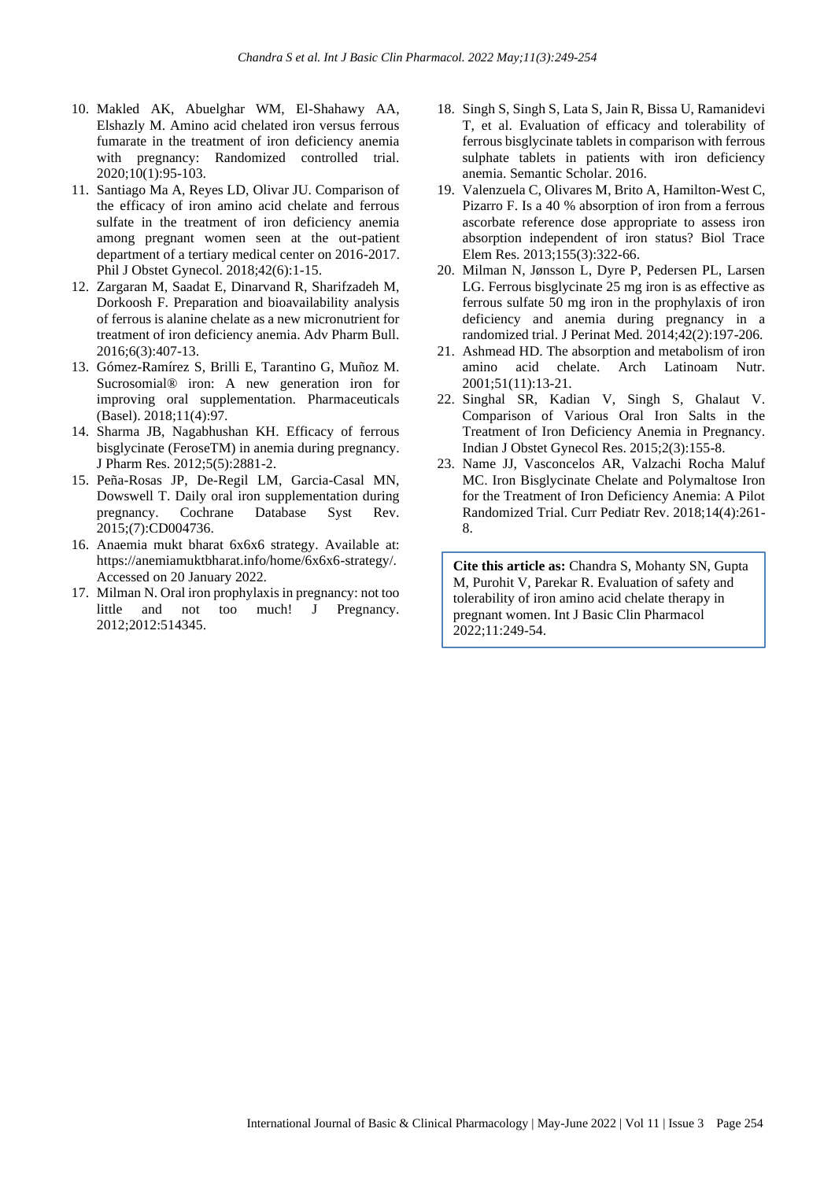10. Makled AK, Abuelghar WM, El-Shahawy AA, Elshazly M. Amino acid chelated iron versus ferrous fumarate in the treatment of iron deficiency anemia with pregnancy: Randomized controlled trial. 2020;10(1):95-103.
11. Santiago Ma A, Reyes LD, Olivar JU. Comparison of the efficacy of iron amino acid chelate and ferrous sulfate in the treatment of iron deficiency anemia among pregnant women seen at the out-patient department of a tertiary medical center on 2016-2017. Phil J Obstet Gynecol. 2018;42(6):1-15.
12. Zargaran M, Saadat E, Dinarvand R, Sharifzadeh M, Dorkoosh F. Preparation and bioavailability analysis of ferrous is alanine chelate as a new micronutrient for treatment of iron deficiency anemia. Adv Pharm Bull. 2016;6(3):407-13.
13. Gómez-Ramírez S, Brilli E, Tarantino G, Muñoz M. Sucrosomial® iron: A new generation iron for improving oral supplementation. Pharmaceuticals (Basel). 2018;11(4):97.
14. Sharma JB, Nagabhushan KH. Efficacy of ferrous bisglycinate (FeroseTM) in anemia during pregnancy. J Pharm Res. 2012;5(5):2881-2.
15. Peña-Rosas JP, De-Regil LM, Garcia-Casal MN, Dowswell T. Daily oral iron supplementation during pregnancy. Cochrane Database Syst Rev. 2015;(7):CD004736.
16. Anaemia mukt bharat 6x6x6 strategy. Available at: https://anemiamuktbharat.info/home/6x6x6-strategy/. Accessed on 20 January 2022.
17. Milman N. Oral iron prophylaxis in pregnancy: not too little and not too much! J Pregnancy. 2012;2012:514345.
18. Singh S, Singh S, Lata S, Jain R, Bissa U, Ramanidevi T, et al. Evaluation of efficacy and tolerability of ferrous bisglycinate tablets in comparison with ferrous sulphate tablets in patients with iron deficiency anemia. Semantic Scholar. 2016.
19. Valenzuela C, Olivares M, Brito A, Hamilton-West C, Pizarro F. Is a 40 % absorption of iron from a ferrous ascorbate reference dose appropriate to assess iron absorption independent of iron status? Biol Trace Elem Res. 2013;155(3):322-66.
20. Milman N, Jønsson L, Dyre P, Pedersen PL, Larsen LG. Ferrous bisglycinate 25 mg iron is as effective as ferrous sulfate 50 mg iron in the prophylaxis of iron deficiency and anemia during pregnancy in a randomized trial. J Perinat Med. 2014;42(2):197-206.
21. Ashmead HD. The absorption and metabolism of iron amino acid chelate. Arch Latinoam Nutr. 2001;51(11):13-21.
22. Singhal SR, Kadian V, Singh S, Ghalaut V. Comparison of Various Oral Iron Salts in the Treatment of Iron Deficiency Anemia in Pregnancy. Indian J Obstet Gynecol Res. 2015;2(3):155-8.
23. Name JJ, Vasconcelos AR, Valzachi Rocha Maluf MC. Iron Bisglycinate Chelate and Polymaltose Iron for the Treatment of Iron Deficiency Anemia: A Pilot Randomized Trial. Curr Pediatr Rev. 2018;14(4):261-8.

**Cite this article as:** Chandra S, Mohanty SN, Gupta M, Purohit V, Parekar R. Evaluation of safety and tolerability of iron amino acid chelate therapy in pregnant women. Int J Basic Clin Pharmacol 2022;11:249-54.